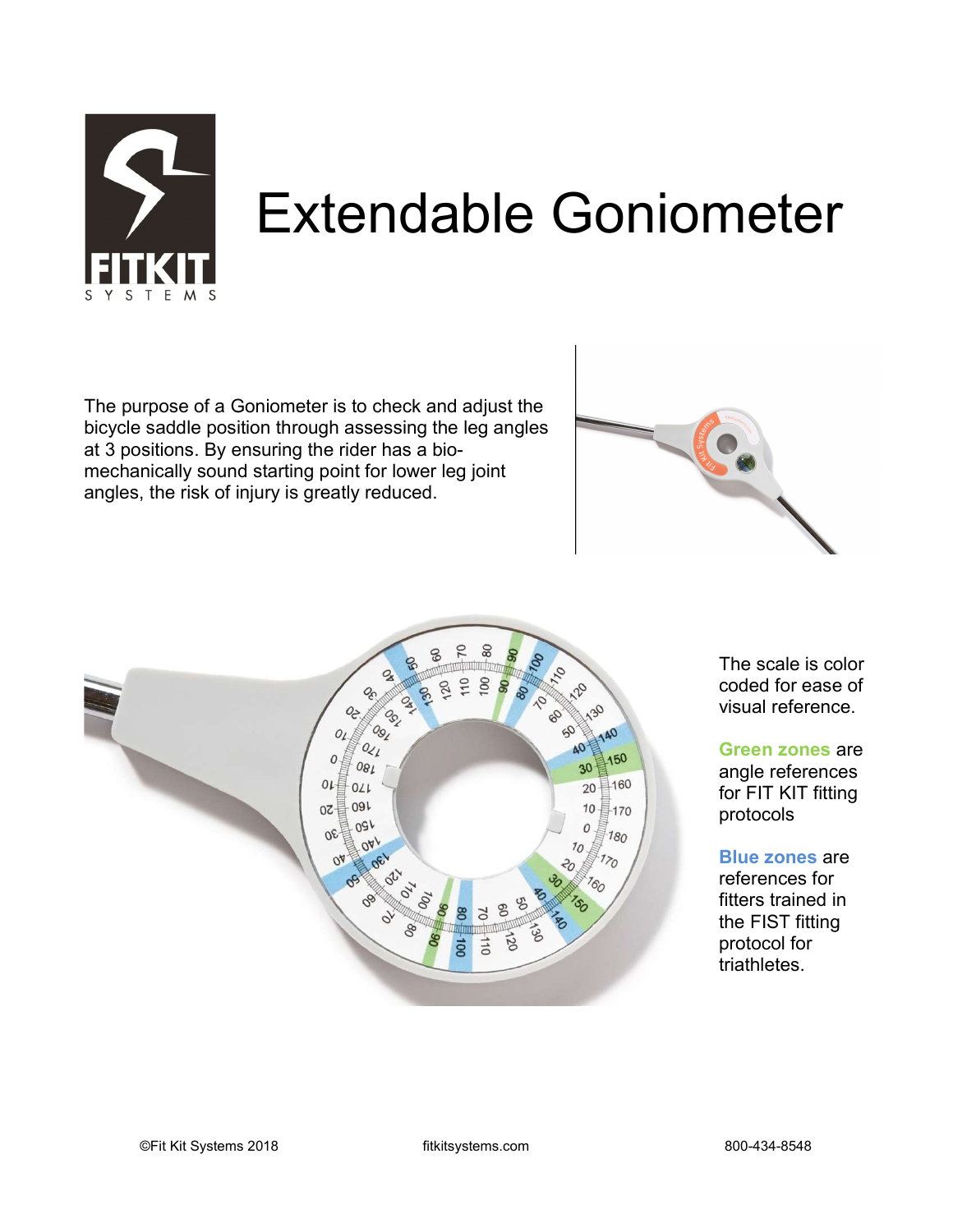# Extendable Goniometer

The purpose of a Goniometer is to check and adjust the bicycle saddle position through assessing the leg angles at 3 positions. By ensuring the rider has a bio-mechanically sound starting point for lower leg joint angles, the risk of injury is greatly reduced.

The scale is color coded for ease of visual reference.

**Green zones** are angle references for FIT KIT fitting protocols

**Blue zones** are references for fitters trained in the FIST fitting protocol for triathletes.

©Fit Kit Systems 2018 fitkitsystems.com 800-434-8548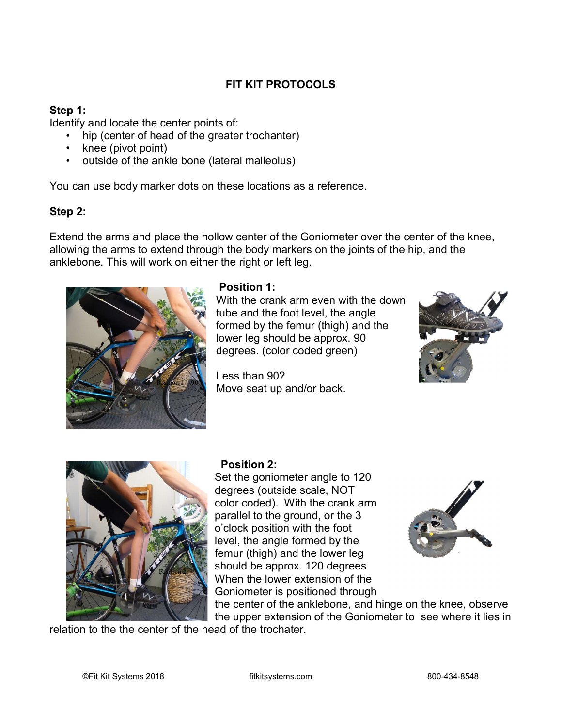**FIT KIT PROTOCOLS**

**Step 1:**
Identify and locate the center points of:

- hip (center of head of the greater trochanter)
- knee (pivot point)
- outside of the ankle bone (lateral malleolus)

You can use body marker dots on these locations as a reference.

**Step 2:**

Extend the arms and place the hollow center of the Goniometer over the center of the knee, allowing the arms to extend through the body markers on the joints of the hip, and the anklebone. This will work on either the right or left leg.

**Position 1:**
With the crank arm even with the down tube and the foot level, the angle formed by the femur (thigh) and the lower leg should be approx. 90 degrees. (color coded green)

Less than 90?
Move seat up and/or back.

**Position 2:**
Set the goniometer angle to 120 degrees (outside scale, NOT color coded). With the crank arm parallel to the ground, or the 3 o'clock position with the foot level, the angle formed by the femur (thigh) and the lower leg should be approx. 120 degrees When the lower extension of the Goniometer is positioned through the center of the anklebone, and hinge on the knee, observe the upper extension of the Goniometer to see where it lies in relation to the the center of the head of the trochater.

©Fit Kit Systems 2018 fitkitsystems.com 800-434-8548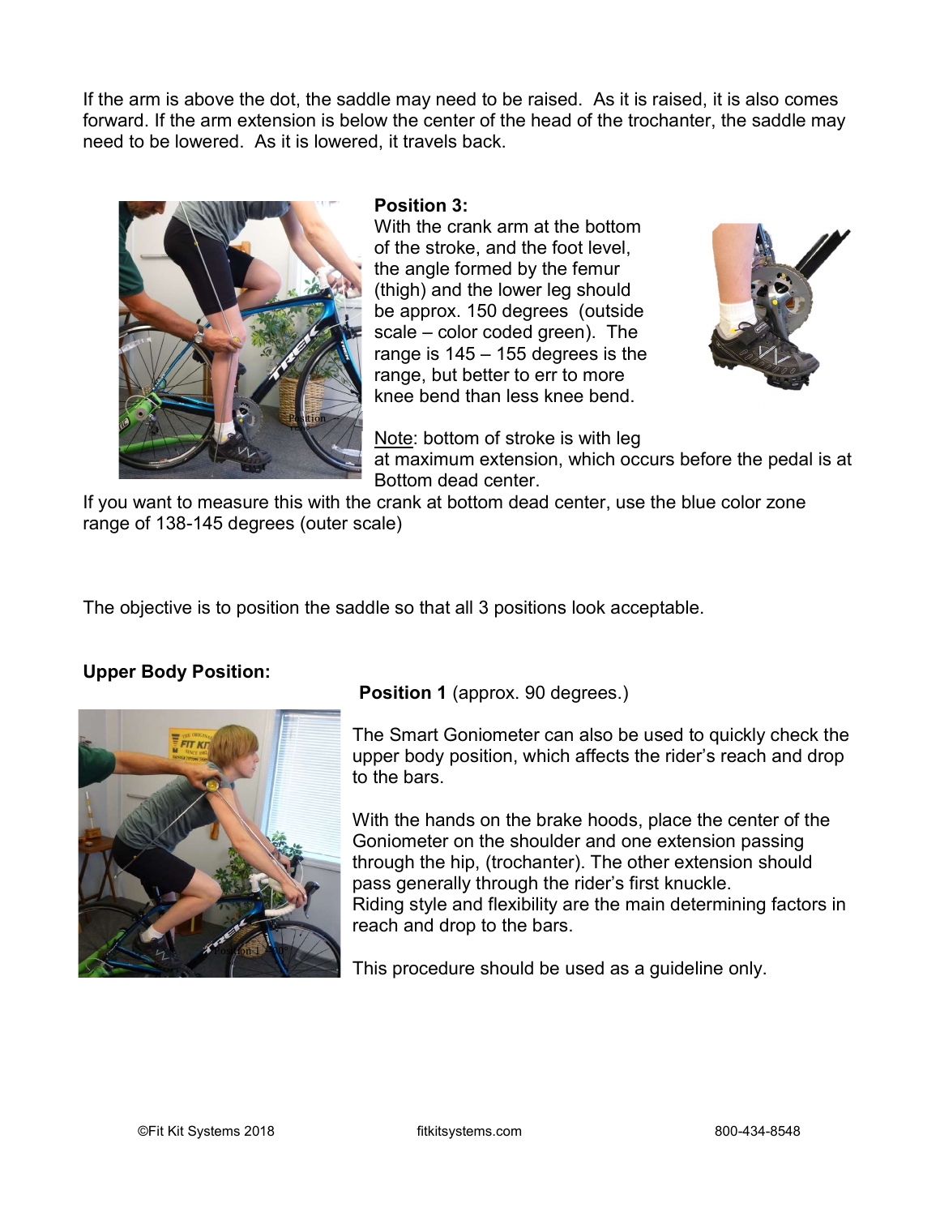If the arm is above the dot, the saddle may need to be raised. As it is raised, it is also comes forward. If the arm extension is below the center of the head of the trochanter, the saddle may need to be lowered. As it is lowered, it travels back.

**Position 3:**
With the crank arm at the bottom of the stroke, and the foot level, the angle formed by the femur (thigh) and the lower leg should be approx. 150 degrees (outside scale – color coded green). The range is 145 – 155 degrees is the range, but better to err to more knee bend than less knee bend.

Note: bottom of stroke is with leg at maximum extension, which occurs before the pedal is at Bottom dead center.

If you want to measure this with the crank at bottom dead center, use the blue color zone range of 138-145 degrees (outer scale)

The objective is to position the saddle so that all 3 positions look acceptable.

**Upper Body Position:**

**Position 1** (approx. 90 degrees.)

The Smart Goniometer can also be used to quickly check the upper body position, which affects the rider's reach and drop to the bars.

With the hands on the brake hoods, place the center of the Goniometer on the shoulder and one extension passing through the hip, (trochanter). The other extension should pass generally through the rider's first knuckle.
Riding style and flexibility are the main determining factors in reach and drop to the bars.

This procedure should be used as a guideline only.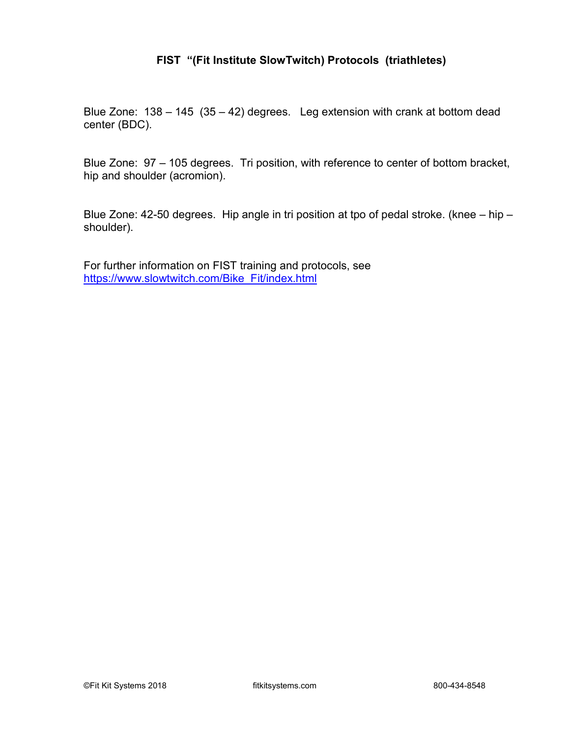### FIST “(Fit Institute SlowTwitch) Protocols (triathletes)

Blue Zone: 138 – 145 (35 – 42) degrees. Leg extension with crank at bottom dead center (BDC).

Blue Zone: 97 – 105 degrees. Tri position, with reference to center of bottom bracket, hip and shoulder (acromion).

Blue Zone: 42-50 degrees. Hip angle in tri position at tpo of pedal stroke. (knee – hip – shoulder).

For further information on FIST training and protocols, see [https://www.slowtwitch.com/Bike_Fit/index.html](https://www.slowtwitch.com/Bike_Fit/index.html)

©Fit Kit Systems 2018 fitkitsystems.com 800-434-8548